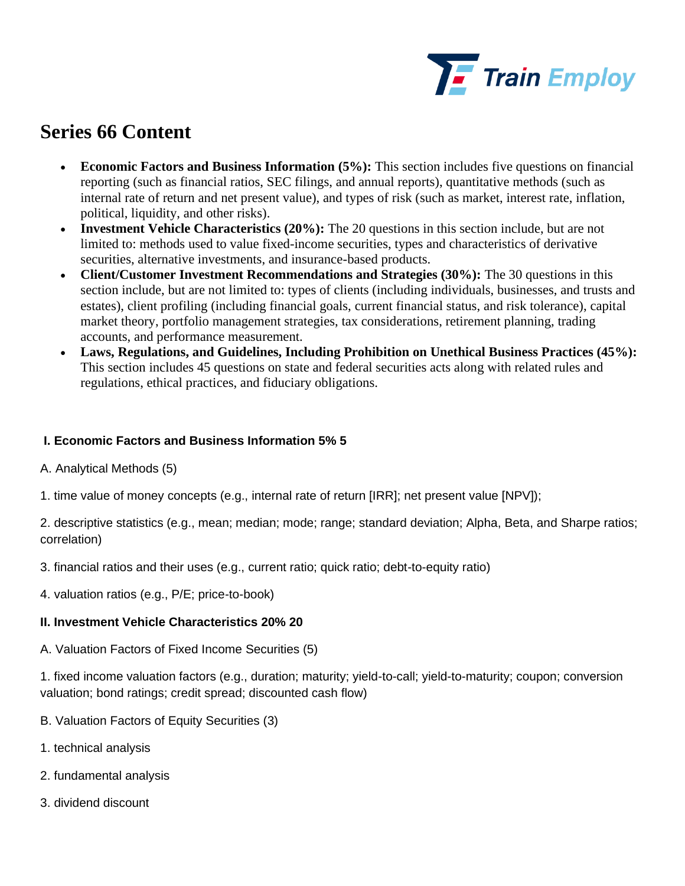# Series 66 Content

- **Economic Factors and Business Information (5%):** This section includes five questions on financial reporting (such as financial ratios, SEC filings, and annual reports), quantitative methods (such as internal rate of return and net present value), and types of risk (such as market, interest rate, inflation, political, liquidity, and other risks).
- **Investment Vehicle Characteristics (20%):** The 20 questions in this section include, but are not limited to: methods used to value fixed-income securities, types and characteristics of derivative securities, alternative investments, and insurance-based products.
- **Client/Customer Investment Recommendations and Strategies (30%):** The 30 questions in this section include, but are not limited to: types of clients (including individuals, businesses, and trusts and estates), client profiling (including financial goals, current financial status, and risk tolerance), capital market theory, portfolio management strategies, tax considerations, retirement planning, trading accounts, and performance measurement.
- **Laws, Regulations, and Guidelines, Including Prohibition on Unethical Business Practices (45%):** This section includes 45 questions on state and federal securities acts along with related rules and regulations, ethical practices, and fiduciary obligations.

**I. Economic Factors and Business Information 5% 5**

A. Analytical Methods (5)

1. time value of money concepts (e.g., internal rate of return [IRR]; net present value [NPV]);

2. descriptive statistics (e.g., mean; median; mode; range; standard deviation; Alpha, Beta, and Sharpe ratios; correlation)

3. financial ratios and their uses (e.g., current ratio; quick ratio; debt-to-equity ratio)

4. valuation ratios (e.g., P/E; price-to-book)

**II. Investment Vehicle Characteristics 20% 20**

A. Valuation Factors of Fixed Income Securities (5)

1. fixed income valuation factors (e.g., duration; maturity; yield-to-call; yield-to-maturity; coupon; conversion valuation; bond ratings; credit spread; discounted cash flow)

B. Valuation Factors of Equity Securities (3)

1. technical analysis

2. fundamental analysis

3. dividend discount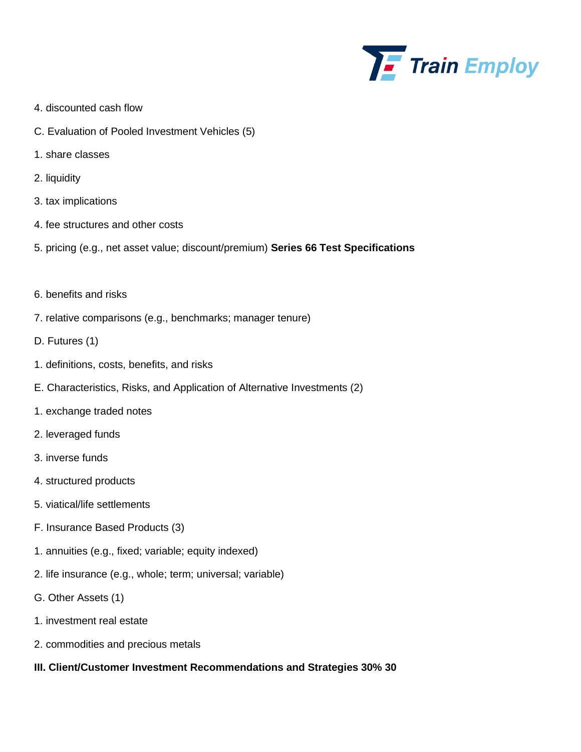4. discounted cash flow

C. Evaluation of Pooled Investment Vehicles (5)

1. share classes
2. liquidity
3. tax implications
4. fee structures and other costs
5. pricing (e.g., net asset value; discount/premium)
6. benefits and risks
7. relative comparisons (e.g., benchmarks; manager tenure)

D. Futures (1)

1. definitions, costs, benefits, and risks

E. Characteristics, Risks, and Application of Alternative Investments (2)

1. exchange traded notes
2. leveraged funds
3. inverse funds
4. structured products
5. viatical/life settlements

F. Insurance Based Products (3)

1. annuities (e.g., fixed; variable; equity indexed)
2. life insurance (e.g., whole; term; universal; variable)

G. Other Assets (1)

1. investment real estate
2. commodities and precious metals

**III. Client/Customer Investment Recommendations and Strategies 30% 30**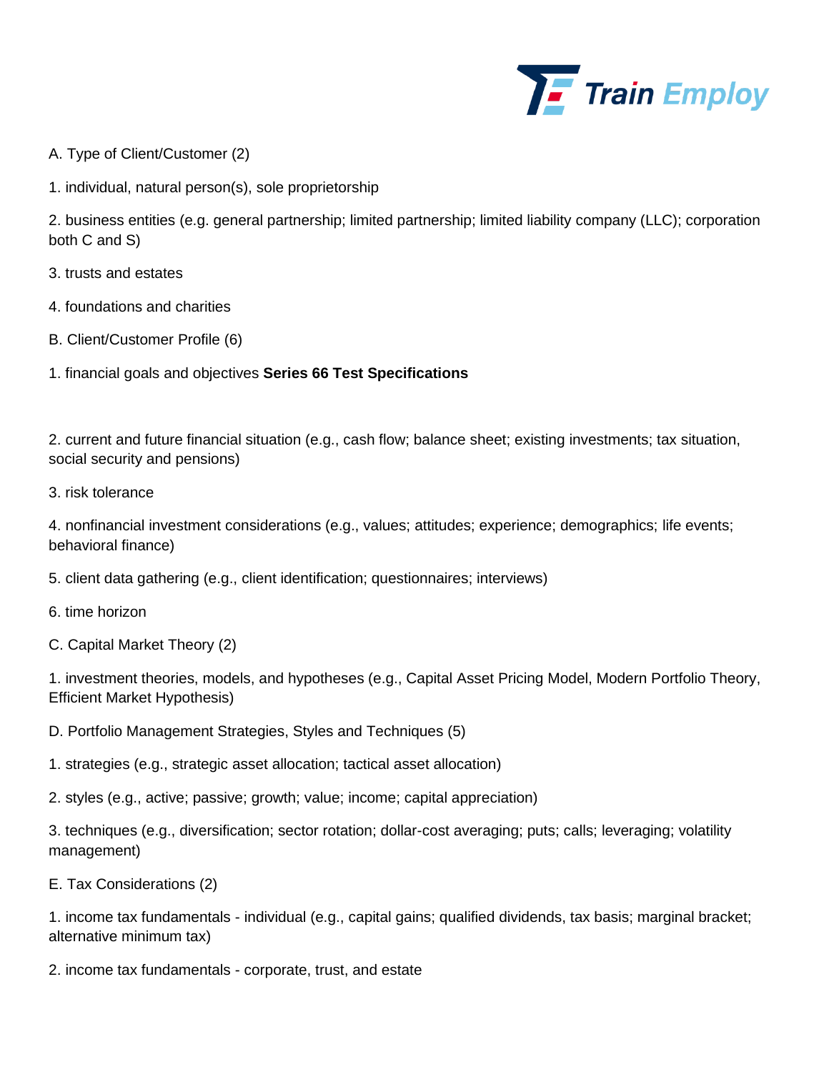A. Type of Client/Customer (2)

1. individual, natural person(s), sole proprietorship

2. business entities (e.g. general partnership; limited partnership; limited liability company (LLC); corporation both C and S)

3. trusts and estates

4. foundations and charities

B. Client/Customer Profile (6)

1. financial goals and objectives **Series 66 Test Specifications**

2. current and future financial situation (e.g., cash flow; balance sheet; existing investments; tax situation, social security and pensions)

3. risk tolerance

4. nonfinancial investment considerations (e.g., values; attitudes; experience; demographics; life events; behavioral finance)

5. client data gathering (e.g., client identification; questionnaires; interviews)

6. time horizon

C. Capital Market Theory (2)

1. investment theories, models, and hypotheses (e.g., Capital Asset Pricing Model, Modern Portfolio Theory, Efficient Market Hypothesis)

D. Portfolio Management Strategies, Styles and Techniques (5)

1. strategies (e.g., strategic asset allocation; tactical asset allocation)

2. styles (e.g., active; passive; growth; value; income; capital appreciation)

3. techniques (e.g., diversification; sector rotation; dollar-cost averaging; puts; calls; leveraging; volatility management)

E. Tax Considerations (2)

1. income tax fundamentals - individual (e.g., capital gains; qualified dividends, tax basis; marginal bracket; alternative minimum tax)

2. income tax fundamentals - corporate, trust, and estate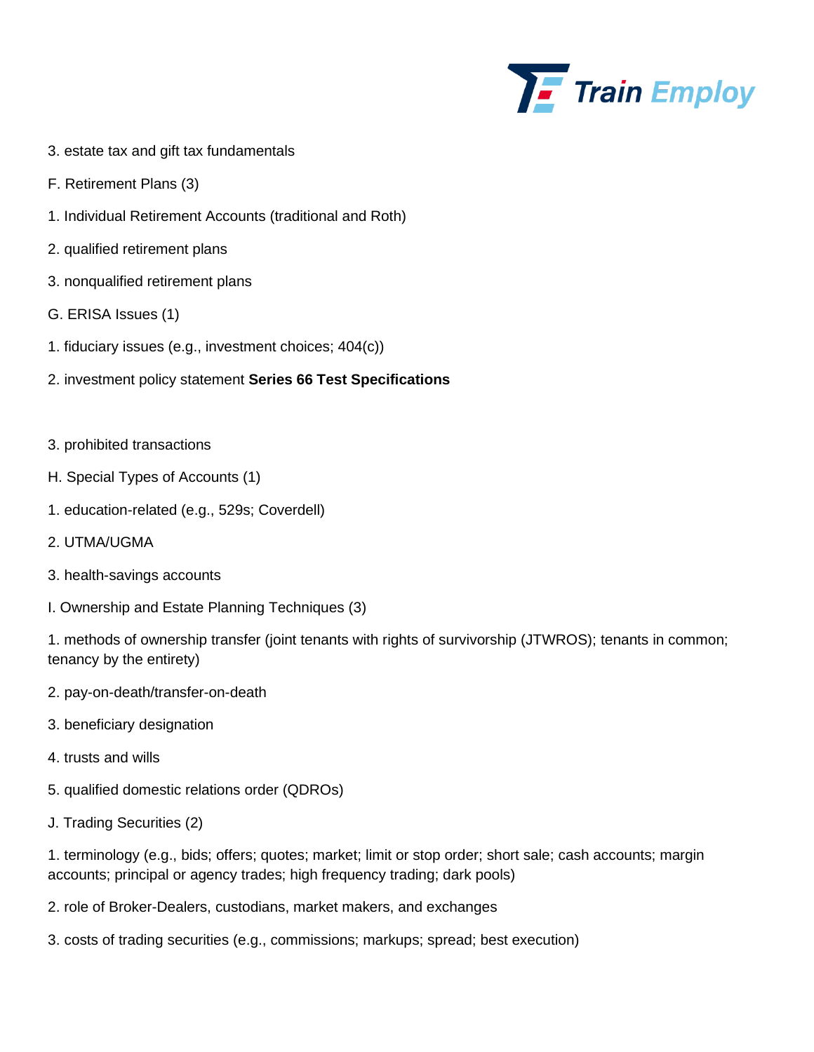3. estate tax and gift tax fundamentals

F. Retirement Plans (3)

1. Individual Retirement Accounts (traditional and Roth)

2. qualified retirement plans

3. nonqualified retirement plans

G. ERISA Issues (1)

1. fiduciary issues (e.g., investment choices; 404(c))

2. investment policy statement

3. prohibited transactions

H. Special Types of Accounts (1)

1. education-related (e.g., 529s; Coverdell)

2. UTMA/UGMA

3. health-savings accounts

I. Ownership and Estate Planning Techniques (3)

1. methods of ownership transfer (joint tenants with rights of survivorship (JTWROS); tenants in common; tenancy by the entirety)

2. pay-on-death/transfer-on-death

3. beneficiary designation

4. trusts and wills

5. qualified domestic relations order (QDROs)

J. Trading Securities (2)

1. terminology (e.g., bids; offers; quotes; market; limit or stop order; short sale; cash accounts; margin accounts; principal or agency trades; high frequency trading; dark pools)

2. role of Broker-Dealers, custodians, market makers, and exchanges

3. costs of trading securities (e.g., commissions; markups; spread; best execution)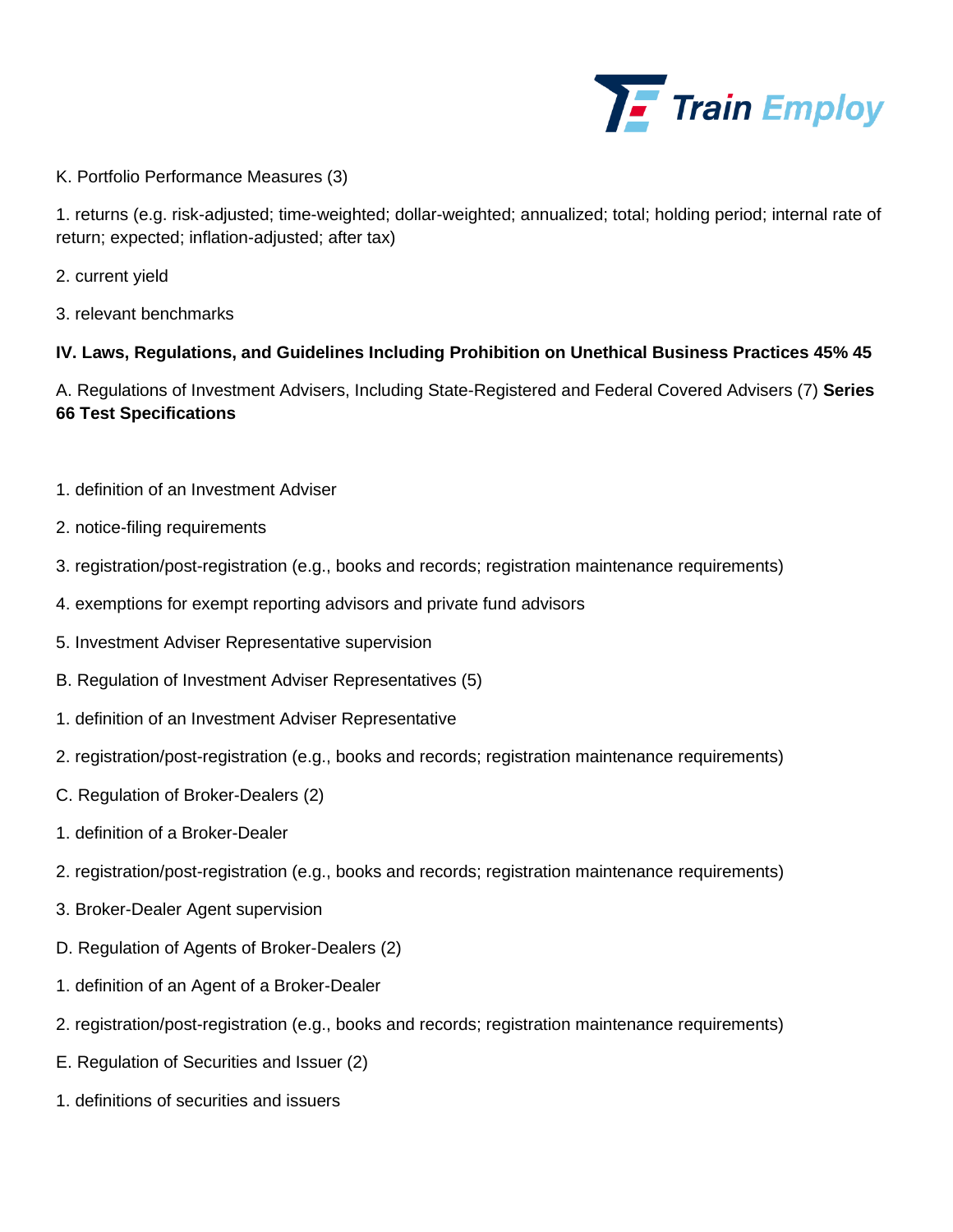K. Portfolio Performance Measures (3)

1. returns (e.g. risk-adjusted; time-weighted; dollar-weighted; annualized; total; holding period; internal rate of return; expected; inflation-adjusted; after tax)

2. current yield

3. relevant benchmarks

**IV. Laws, Regulations, and Guidelines Including Prohibition on Unethical Business Practices 45% 45**

A. Regulations of Investment Advisers, Including State-Registered and Federal Covered Advisers (7) **Series 66 Test Specifications**

1. definition of an Investment Adviser

2. notice-filing requirements

3. registration/post-registration (e.g., books and records; registration maintenance requirements)

4. exemptions for exempt reporting advisors and private fund advisors

5. Investment Adviser Representative supervision

B. Regulation of Investment Adviser Representatives (5)

1. definition of an Investment Adviser Representative

2. registration/post-registration (e.g., books and records; registration maintenance requirements)

C. Regulation of Broker-Dealers (2)

1. definition of a Broker-Dealer

2. registration/post-registration (e.g., books and records; registration maintenance requirements)

3. Broker-Dealer Agent supervision

D. Regulation of Agents of Broker-Dealers (2)

1. definition of an Agent of a Broker-Dealer

2. registration/post-registration (e.g., books and records; registration maintenance requirements)

E. Regulation of Securities and Issuer (2)

1. definitions of securities and issuers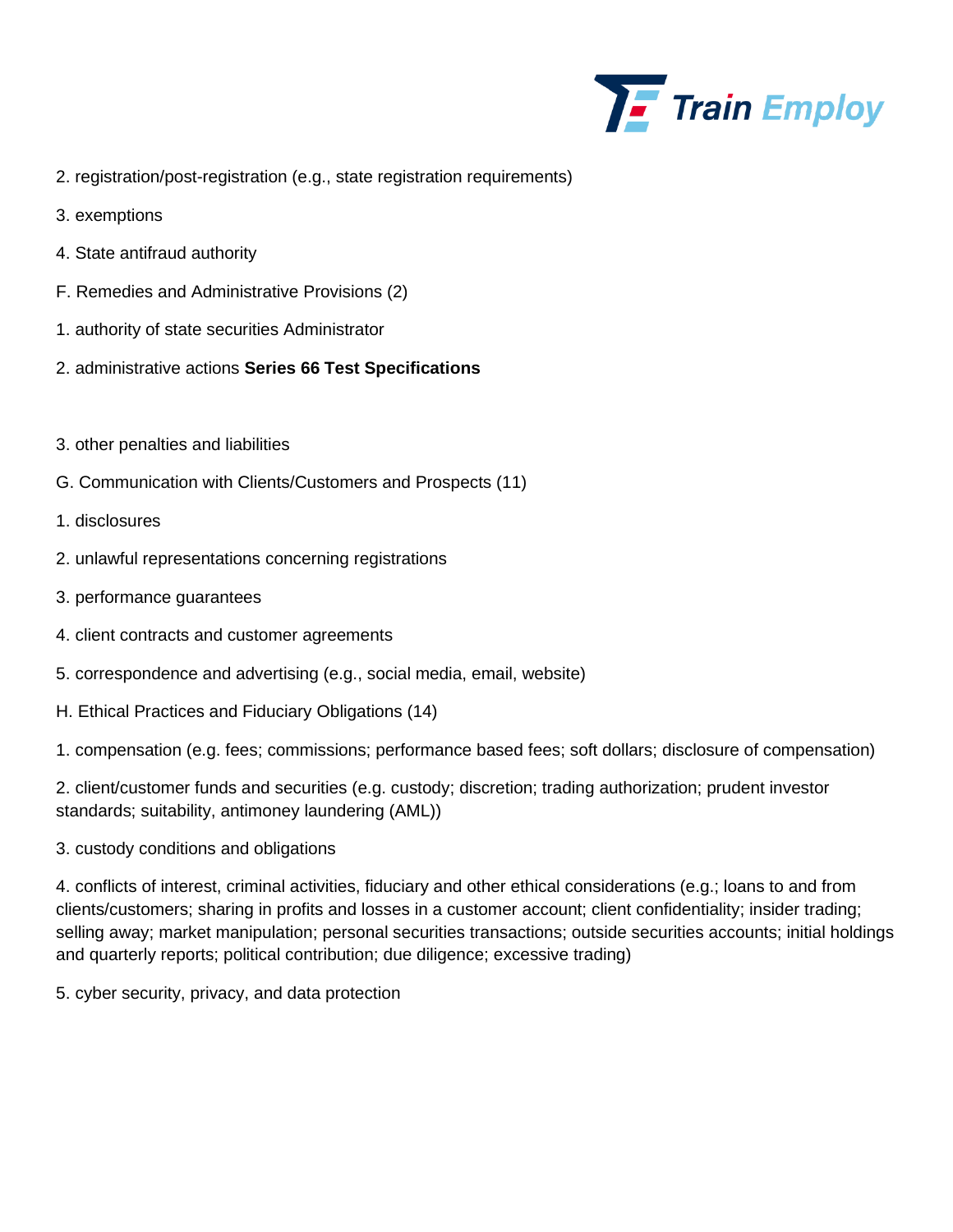2. registration/post-registration (e.g., state registration requirements)

3. exemptions

4. State antifraud authority

F. Remedies and Administrative Provisions (2)

1. authority of state securities Administrator

2. administrative actions

3. other penalties and liabilities

G. Communication with Clients/Customers and Prospects (11)

1. disclosures

2. unlawful representations concerning registrations

3. performance guarantees

4. client contracts and customer agreements

5. correspondence and advertising (e.g., social media, email, website)

H. Ethical Practices and Fiduciary Obligations (14)

1. compensation (e.g. fees; commissions; performance based fees; soft dollars; disclosure of compensation)

2. client/customer funds and securities (e.g. custody; discretion; trading authorization; prudent investor standards; suitability, antimoney laundering (AML))

3. custody conditions and obligations

4. conflicts of interest, criminal activities, fiduciary and other ethical considerations (e.g.; loans to and from clients/customers; sharing in profits and losses in a customer account; client confidentiality; insider trading; selling away; market manipulation; personal securities transactions; outside securities accounts; initial holdings and quarterly reports; political contribution; due diligence; excessive trading)

5. cyber security, privacy, and data protection